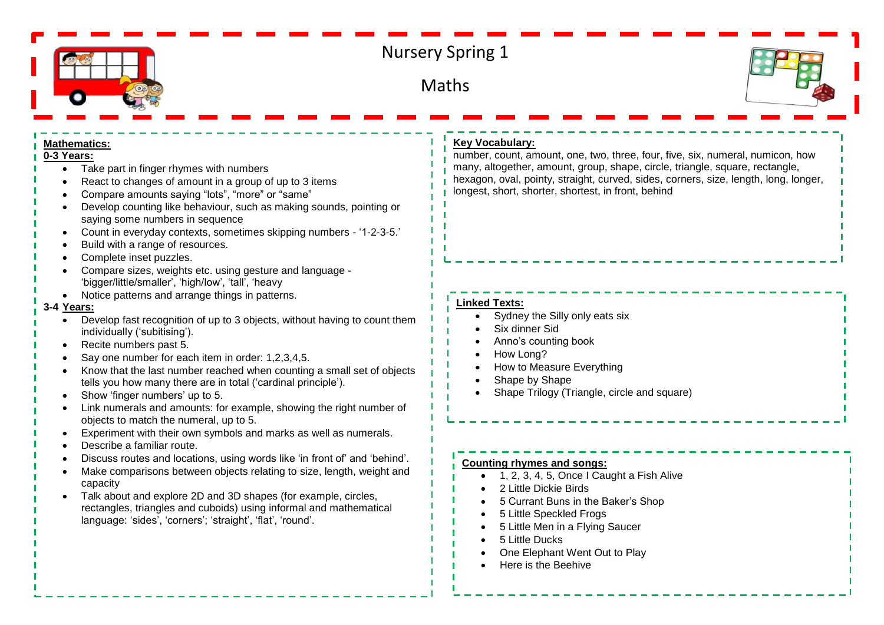# Nursery Spring 1

## Maths

**Mathematics:**

**0-3 Years:**

- Take part in finger rhymes with numbers
- React to changes of amount in a group of up to 3 items
- Compare amounts saying "lots", "more" or "same"
- Develop counting like behaviour, such as making sounds, pointing or saying some numbers in sequence
- Count in everyday contexts, sometimes skipping numbers - '1-2-3-5.'
- Build with a range of resources.
- Complete inset puzzles.
- Compare sizes, weights etc. using gesture and language - 'bigger/little/smaller', 'high/low', 'tall', 'heavy
- Notice patterns and arrange things in patterns.

**3-4 Years:**

- Develop fast recognition of up to 3 objects, without having to count them individually ('subitising').
- Recite numbers past 5.
- Say one number for each item in order: 1,2,3,4,5.
- Know that the last number reached when counting a small set of objects tells you how many there are in total ('cardinal principle').
- Show 'finger numbers' up to 5.
- Link numerals and amounts: for example, showing the right number of objects to match the numeral, up to 5.
- Experiment with their own symbols and marks as well as numerals.
- Describe a familiar route.
- Discuss routes and locations, using words like 'in front of' and 'behind'.
- Make comparisons between objects relating to size, length, weight and capacity
- Talk about and explore 2D and 3D shapes (for example, circles, rectangles, triangles and cuboids) using informal and mathematical language: 'sides', 'corners'; 'straight', 'flat', 'round'.

**Key Vocabulary:**

number, count, amount, one, two, three, four, five, six, numeral, numicon, how many, altogether, amount, group, shape, circle, triangle, square, rectangle, hexagon, oval, pointy, straight, curved, sides, corners, size, length, long, longer, longest, short, shorter, shortest, in front, behind

**Linked Texts:**

- Sydney the Silly only eats six
- Six dinner Sid
- Anno's counting book
- How Long?
- How to Measure Everything
- Shape by Shape
- Shape Trilogy (Triangle, circle and square)

**Counting rhymes and songs:**

- 1, 2, 3, 4, 5, Once I Caught a Fish Alive
- 2 Little Dickie Birds
- 5 Currant Buns in the Baker's Shop
- 5 Little Speckled Frogs
- 5 Little Men in a Flying Saucer
- 5 Little Ducks
- One Elephant Went Out to Play
- Here is the Beehive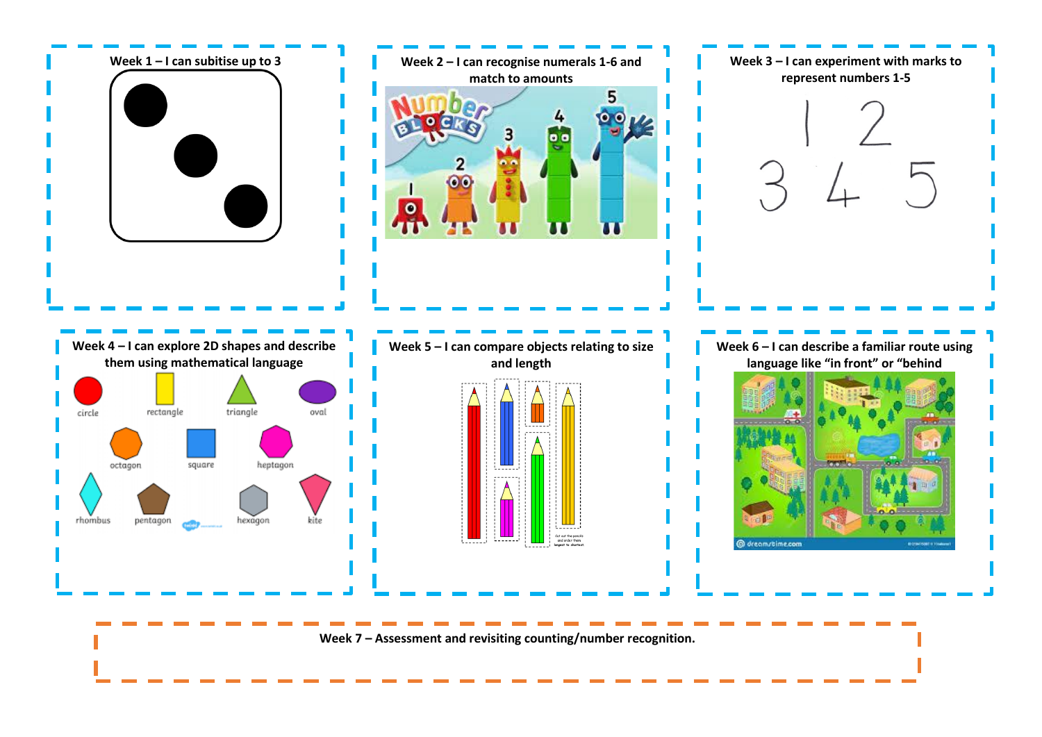**Week 1 – I can subitise up to 3**

**Week 2 – I can recognise numerals 1-6 and match to amounts**

**Week 3 – I can experiment with marks to represent numbers 1-5**

1 2

3 4 5

**Week 4 – I can explore 2D shapes and describe them using mathematical language**

circle rectangle triangle oval

octagon square heptagon

rhombus pentagon hexagon kite

**Week 5 – I can compare objects relating to size and length**

**Week 6 – I can describe a familiar route using language like "in front" or "behind**

**Week 7 – Assessment and revisiting counting/number recognition.**